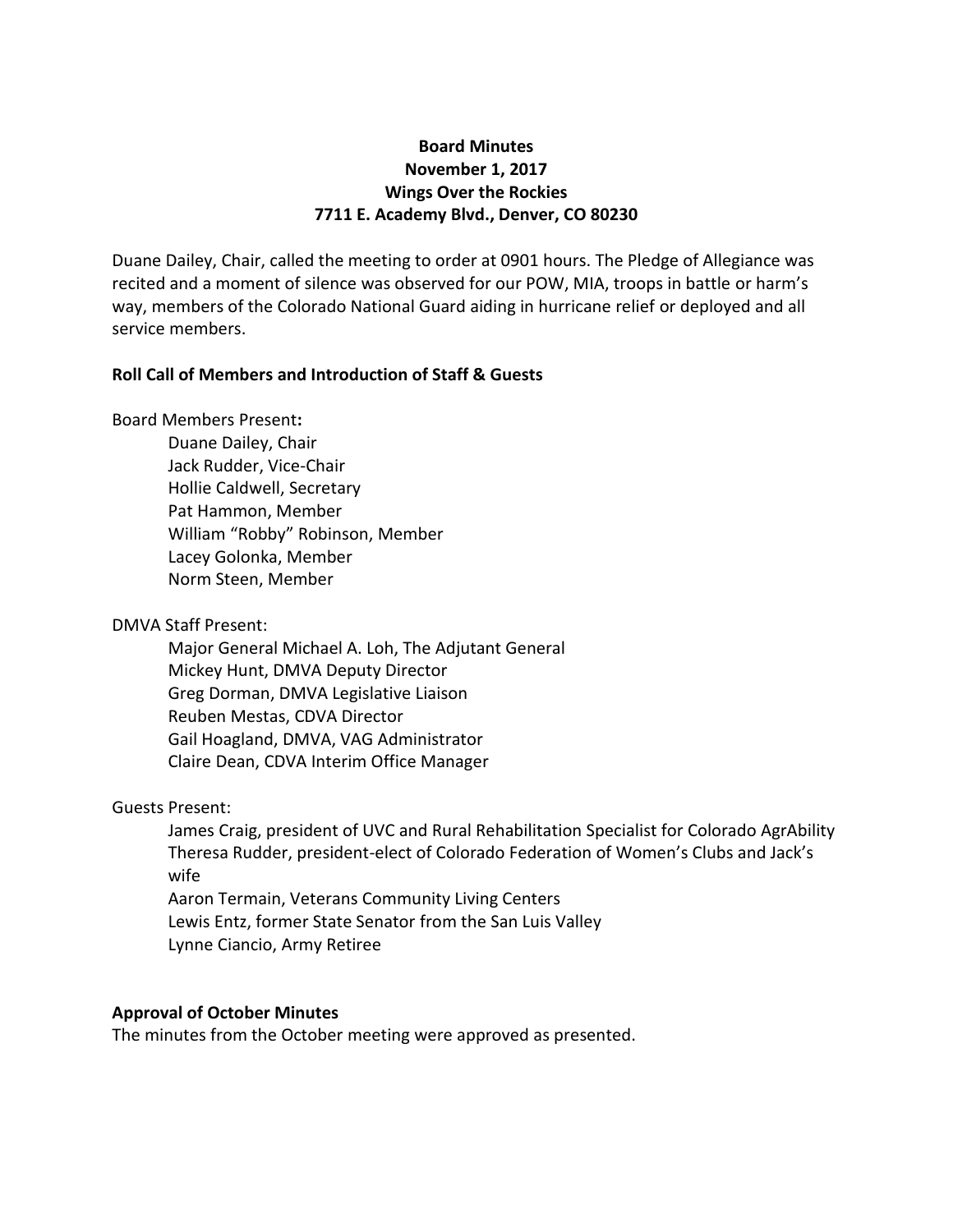**Board Minutes**
**November 1, 2017**
**Wings Over the Rockies**
**7711 E. Academy Blvd., Denver, CO 80230**

Duane Dailey, Chair, called the meeting to order at 0901 hours. The Pledge of Allegiance was recited and a moment of silence was observed for our POW, MIA, troops in battle or harm's way, members of the Colorado National Guard aiding in hurricane relief or deployed and all service members.

### Roll Call of Members and Introduction of Staff & Guests

Board Members Present**:**

- Duane Dailey, Chair
- Jack Rudder, Vice-Chair
- Hollie Caldwell, Secretary
- Pat Hammon, Member
- William "Robby" Robinson, Member
- Lacey Golonka, Member
- Norm Steen, Member

DMVA Staff Present:

- Major General Michael A. Loh, The Adjutant General
- Mickey Hunt, DMVA Deputy Director
- Greg Dorman, DMVA Legislative Liaison
- Reuben Mestas, CDVA Director
- Gail Hoagland, DMVA, VAG Administrator
- Claire Dean, CDVA Interim Office Manager

Guests Present:

- James Craig, president of UVC and Rural Rehabilitation Specialist for Colorado AgrAbility
- Theresa Rudder, president-elect of Colorado Federation of Women's Clubs and Jack's wife
- Aaron Termain, Veterans Community Living Centers
- Lewis Entz, former State Senator from the San Luis Valley
- Lynne Ciancio, Army Retiree

### Approval of October Minutes

The minutes from the October meeting were approved as presented.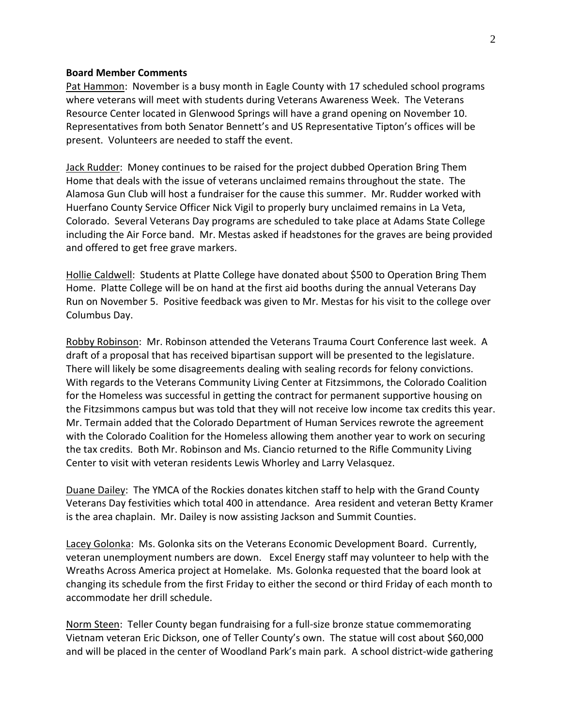**Board Member Comments**

Pat Hammon: November is a busy month in Eagle County with 17 scheduled school programs where veterans will meet with students during Veterans Awareness Week. The Veterans Resource Center located in Glenwood Springs will have a grand opening on November 10. Representatives from both Senator Bennett's and US Representative Tipton's offices will be present. Volunteers are needed to staff the event.

Jack Rudder: Money continues to be raised for the project dubbed Operation Bring Them Home that deals with the issue of veterans unclaimed remains throughout the state. The Alamosa Gun Club will host a fundraiser for the cause this summer. Mr. Rudder worked with Huerfano County Service Officer Nick Vigil to properly bury unclaimed remains in La Veta, Colorado. Several Veterans Day programs are scheduled to take place at Adams State College including the Air Force band. Mr. Mestas asked if headstones for the graves are being provided and offered to get free grave markers.

Hollie Caldwell: Students at Platte College have donated about $500 to Operation Bring Them Home. Platte College will be on hand at the first aid booths during the annual Veterans Day Run on November 5. Positive feedback was given to Mr. Mestas for his visit to the college over Columbus Day.

Robby Robinson: Mr. Robinson attended the Veterans Trauma Court Conference last week. A draft of a proposal that has received bipartisan support will be presented to the legislature. There will likely be some disagreements dealing with sealing records for felony convictions. With regards to the Veterans Community Living Center at Fitzsimmons, the Colorado Coalition for the Homeless was successful in getting the contract for permanent supportive housing on the Fitzsimmons campus but was told that they will not receive low income tax credits this year. Mr. Termain added that the Colorado Department of Human Services rewrote the agreement with the Colorado Coalition for the Homeless allowing them another year to work on securing the tax credits. Both Mr. Robinson and Ms. Ciancio returned to the Rifle Community Living Center to visit with veteran residents Lewis Whorley and Larry Velasquez.

Duane Dailey: The YMCA of the Rockies donates kitchen staff to help with the Grand County Veterans Day festivities which total 400 in attendance. Area resident and veteran Betty Kramer is the area chaplain. Mr. Dailey is now assisting Jackson and Summit Counties.

Lacey Golonka: Ms. Golonka sits on the Veterans Economic Development Board. Currently, veteran unemployment numbers are down. Excel Energy staff may volunteer to help with the Wreaths Across America project at Homelake. Ms. Golonka requested that the board look at changing its schedule from the first Friday to either the second or third Friday of each month to accommodate her drill schedule.

Norm Steen: Teller County began fundraising for a full-size bronze statue commemorating Vietnam veteran Eric Dickson, one of Teller County's own. The statue will cost about $60,000 and will be placed in the center of Woodland Park's main park. A school district-wide gathering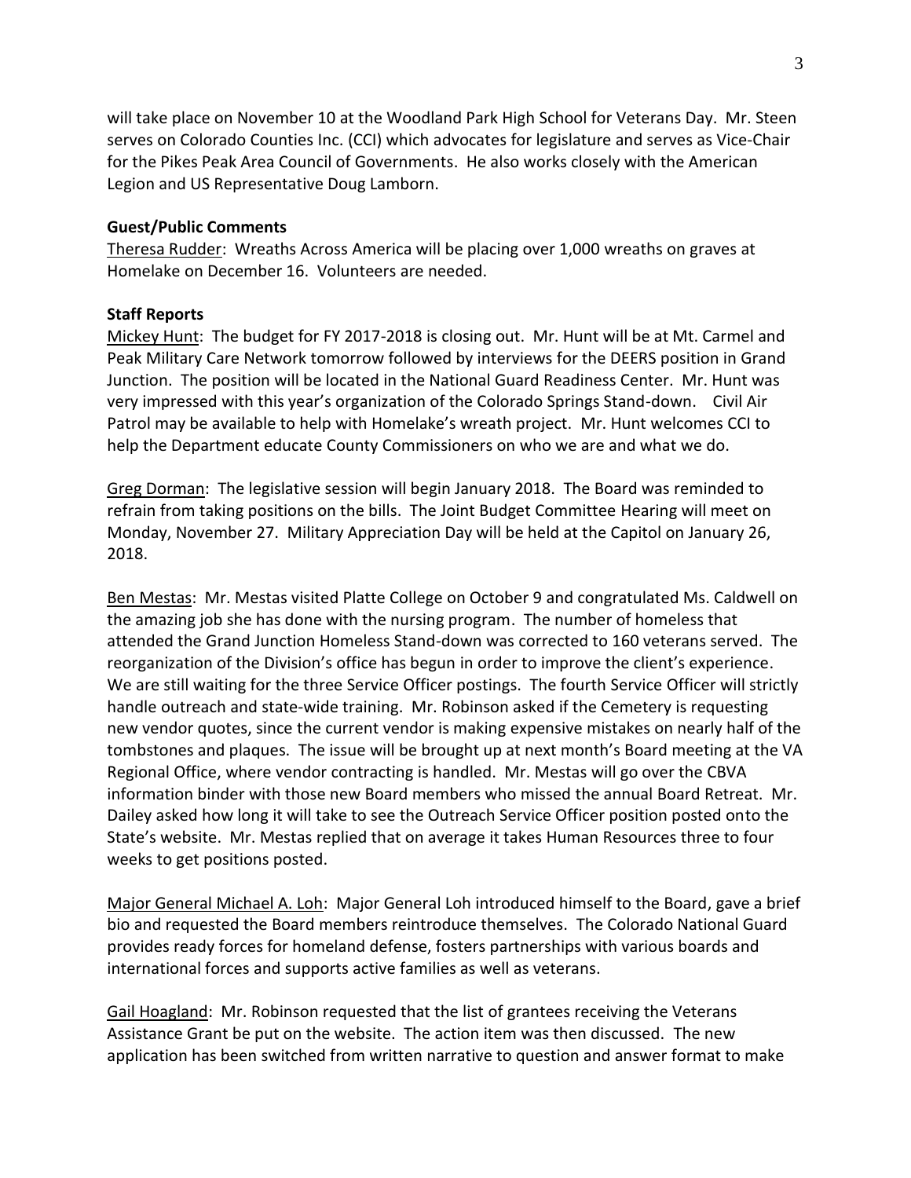will take place on November 10 at the Woodland Park High School for Veterans Day. Mr. Steen serves on Colorado Counties Inc. (CCI) which advocates for legislature and serves as Vice-Chair for the Pikes Peak Area Council of Governments. He also works closely with the American Legion and US Representative Doug Lamborn.

**Guest/Public Comments**

Theresa Rudder: Wreaths Across America will be placing over 1,000 wreaths on graves at Homelake on December 16. Volunteers are needed.

**Staff Reports**

Mickey Hunt: The budget for FY 2017-2018 is closing out. Mr. Hunt will be at Mt. Carmel and Peak Military Care Network tomorrow followed by interviews for the DEERS position in Grand Junction. The position will be located in the National Guard Readiness Center. Mr. Hunt was very impressed with this year's organization of the Colorado Springs Stand-down. Civil Air Patrol may be available to help with Homelake's wreath project. Mr. Hunt welcomes CCI to help the Department educate County Commissioners on who we are and what we do.

Greg Dorman: The legislative session will begin January 2018. The Board was reminded to refrain from taking positions on the bills. The Joint Budget Committee Hearing will meet on Monday, November 27. Military Appreciation Day will be held at the Capitol on January 26, 2018.

Ben Mestas: Mr. Mestas visited Platte College on October 9 and congratulated Ms. Caldwell on the amazing job she has done with the nursing program. The number of homeless that attended the Grand Junction Homeless Stand-down was corrected to 160 veterans served. The reorganization of the Division's office has begun in order to improve the client's experience. We are still waiting for the three Service Officer postings. The fourth Service Officer will strictly handle outreach and state-wide training. Mr. Robinson asked if the Cemetery is requesting new vendor quotes, since the current vendor is making expensive mistakes on nearly half of the tombstones and plaques. The issue will be brought up at next month's Board meeting at the VA Regional Office, where vendor contracting is handled. Mr. Mestas will go over the CBVA information binder with those new Board members who missed the annual Board Retreat. Mr. Dailey asked how long it will take to see the Outreach Service Officer position posted onto the State's website. Mr. Mestas replied that on average it takes Human Resources three to four weeks to get positions posted.

Major General Michael A. Loh: Major General Loh introduced himself to the Board, gave a brief bio and requested the Board members reintroduce themselves. The Colorado National Guard provides ready forces for homeland defense, fosters partnerships with various boards and international forces and supports active families as well as veterans.

Gail Hoagland: Mr. Robinson requested that the list of grantees receiving the Veterans Assistance Grant be put on the website. The action item was then discussed. The new application has been switched from written narrative to question and answer format to make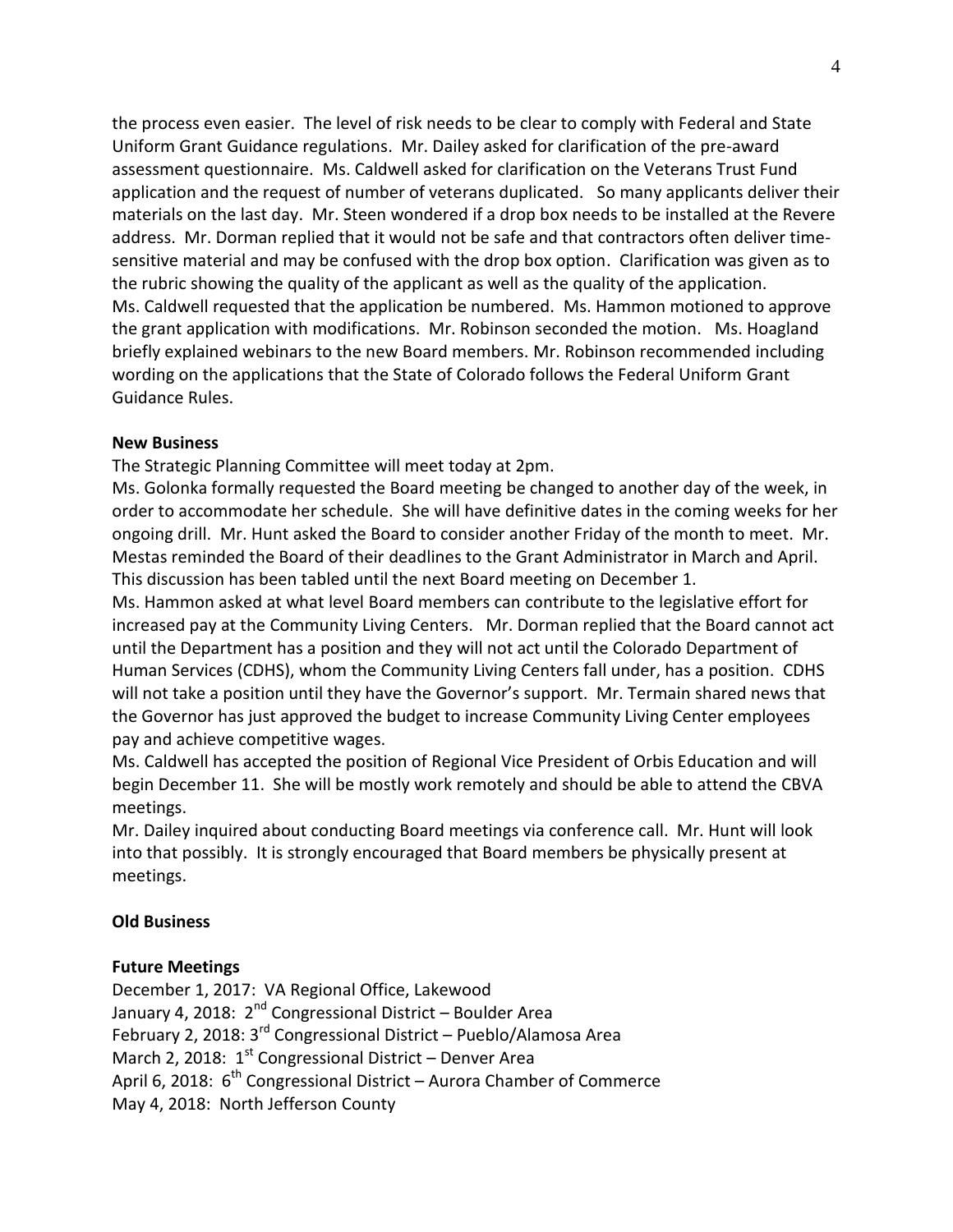the process even easier. The level of risk needs to be clear to comply with Federal and State Uniform Grant Guidance regulations. Mr. Dailey asked for clarification of the pre-award assessment questionnaire. Ms. Caldwell asked for clarification on the Veterans Trust Fund application and the request of number of veterans duplicated. So many applicants deliver their materials on the last day. Mr. Steen wondered if a drop box needs to be installed at the Revere address. Mr. Dorman replied that it would not be safe and that contractors often deliver time-sensitive material and may be confused with the drop box option. Clarification was given as to the rubric showing the quality of the applicant as well as the quality of the application. Ms. Caldwell requested that the application be numbered. Ms. Hammon motioned to approve the grant application with modifications. Mr. Robinson seconded the motion. Ms. Hoagland briefly explained webinars to the new Board members. Mr. Robinson recommended including wording on the applications that the State of Colorado follows the Federal Uniform Grant Guidance Rules.

**New Business**

The Strategic Planning Committee will meet today at 2pm.

Ms. Golonka formally requested the Board meeting be changed to another day of the week, in order to accommodate her schedule. She will have definitive dates in the coming weeks for her ongoing drill. Mr. Hunt asked the Board to consider another Friday of the month to meet. Mr. Mestas reminded the Board of their deadlines to the Grant Administrator in March and April. This discussion has been tabled until the next Board meeting on December 1.

Ms. Hammon asked at what level Board members can contribute to the legislative effort for increased pay at the Community Living Centers. Mr. Dorman replied that the Board cannot act until the Department has a position and they will not act until the Colorado Department of Human Services (CDHS), whom the Community Living Centers fall under, has a position. CDHS will not take a position until they have the Governor's support. Mr. Termain shared news that the Governor has just approved the budget to increase Community Living Center employees pay and achieve competitive wages.

Ms. Caldwell has accepted the position of Regional Vice President of Orbis Education and will begin December 11. She will be mostly work remotely and should be able to attend the CBVA meetings.

Mr. Dailey inquired about conducting Board meetings via conference call. Mr. Hunt will look into that possibly. It is strongly encouraged that Board members be physically present at meetings.

**Old Business**

**Future Meetings**

December 1, 2017: VA Regional Office, Lakewood
January 4, 2018: 2nd Congressional District – Boulder Area
February 2, 2018: 3rd Congressional District – Pueblo/Alamosa Area
March 2, 2018: 1st Congressional District – Denver Area
April 6, 2018: 6th Congressional District – Aurora Chamber of Commerce
May 4, 2018: North Jefferson County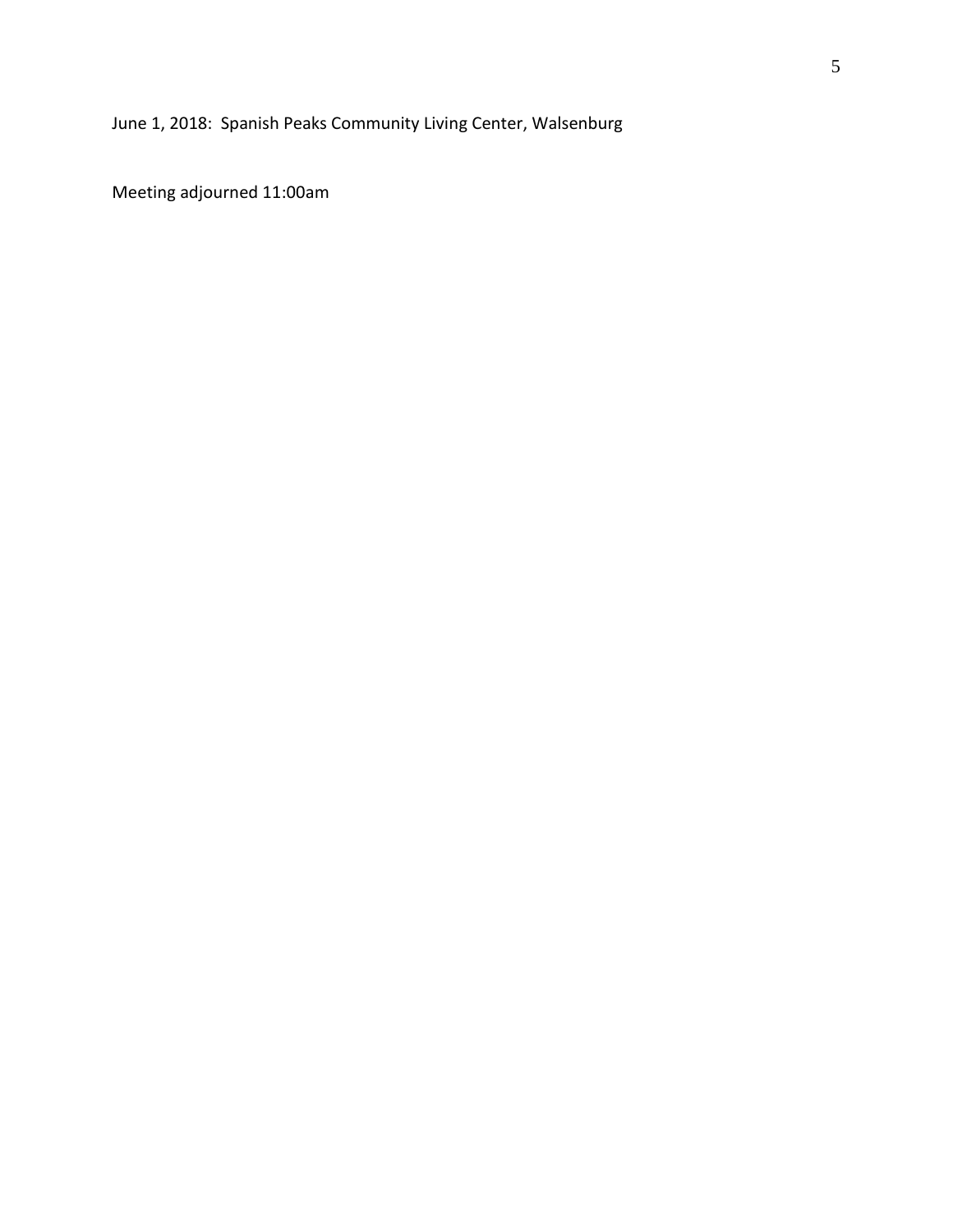June 1, 2018:  Spanish Peaks Community Living Center, Walsenburg

Meeting adjourned 11:00am